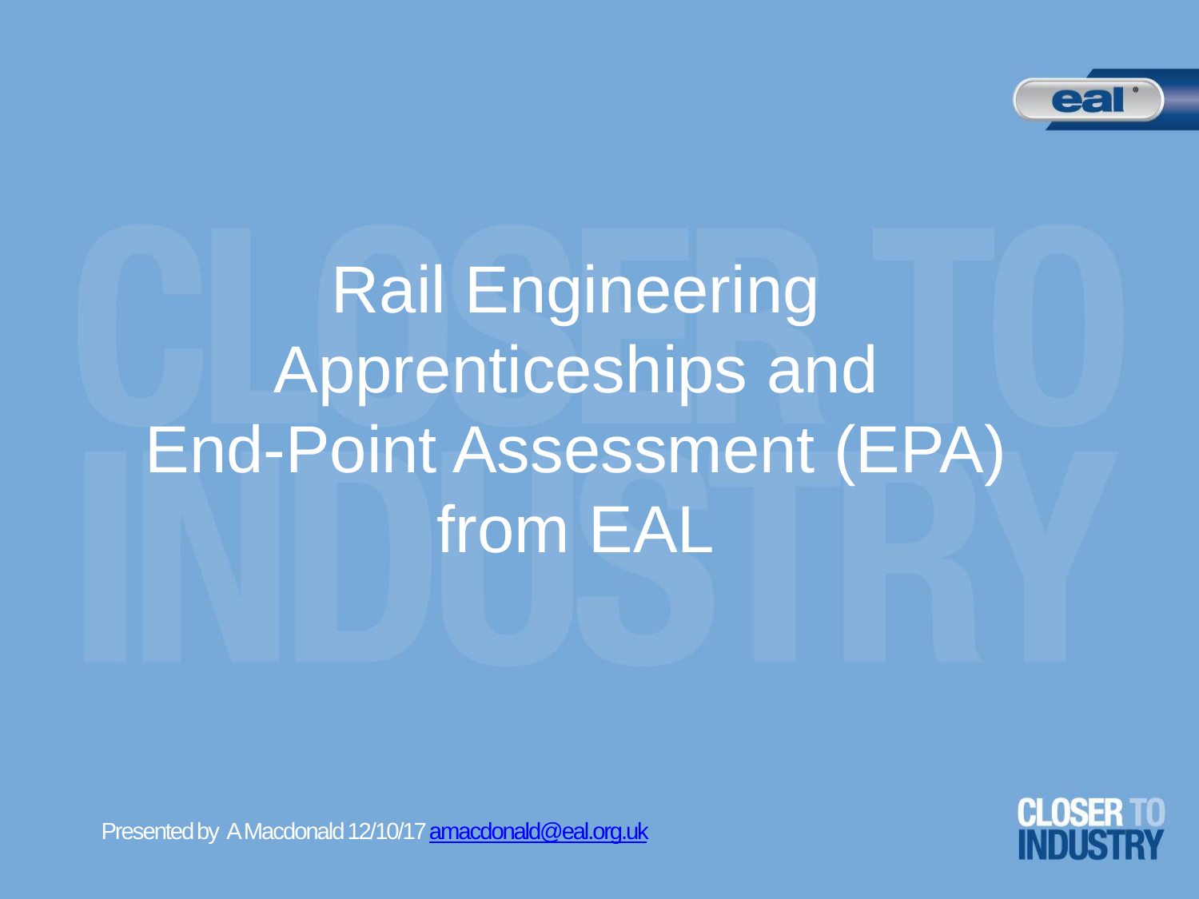# Rail Engineering Apprenticeships and End-Point Assessment (EPA) from EAL

Presented by A Macdonald 12/10/17 amacdonald@eal.org.uk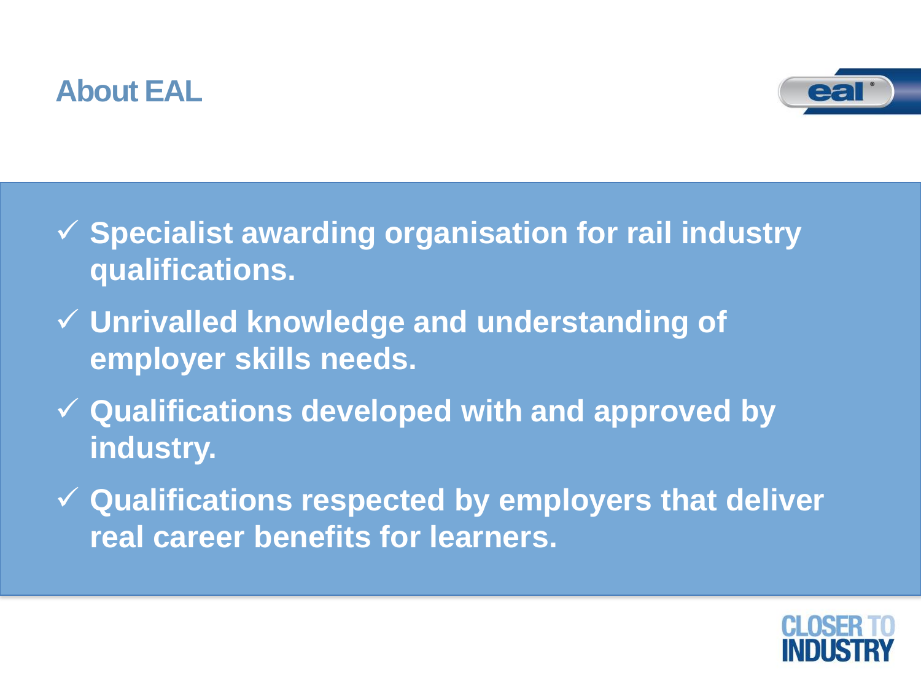# About EAL

- ✓ **Specialist awarding organisation for rail industry qualifications.**
- ✓ **Unrivalled knowledge and understanding of employer skills needs.**
- ✓ **Qualifications developed with and approved by industry.**
- ✓ **Qualifications respected by employers that deliver real career benefits for learners.**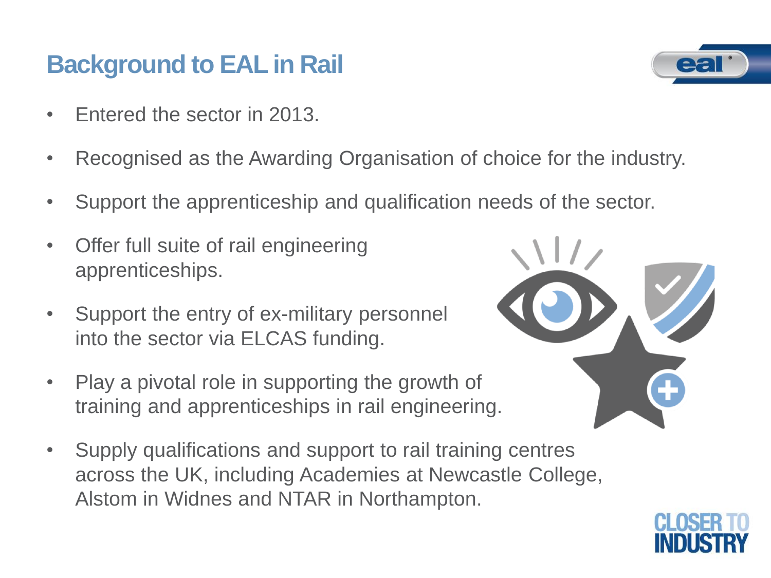# Background to EAL in Rail

- Entered the sector in 2013.
- Recognised as the Awarding Organisation of choice for the industry.
- Support the apprenticeship and qualification needs of the sector.
- Offer full suite of rail engineering apprenticeships.
- Support the entry of ex-military personnel into the sector via ELCAS funding.
- Play a pivotal role in supporting the growth of training and apprenticeships in rail engineering.
- Supply qualifications and support to rail training centres across the UK, including Academies at Newcastle College, Alstom in Widnes and NTAR in Northampton.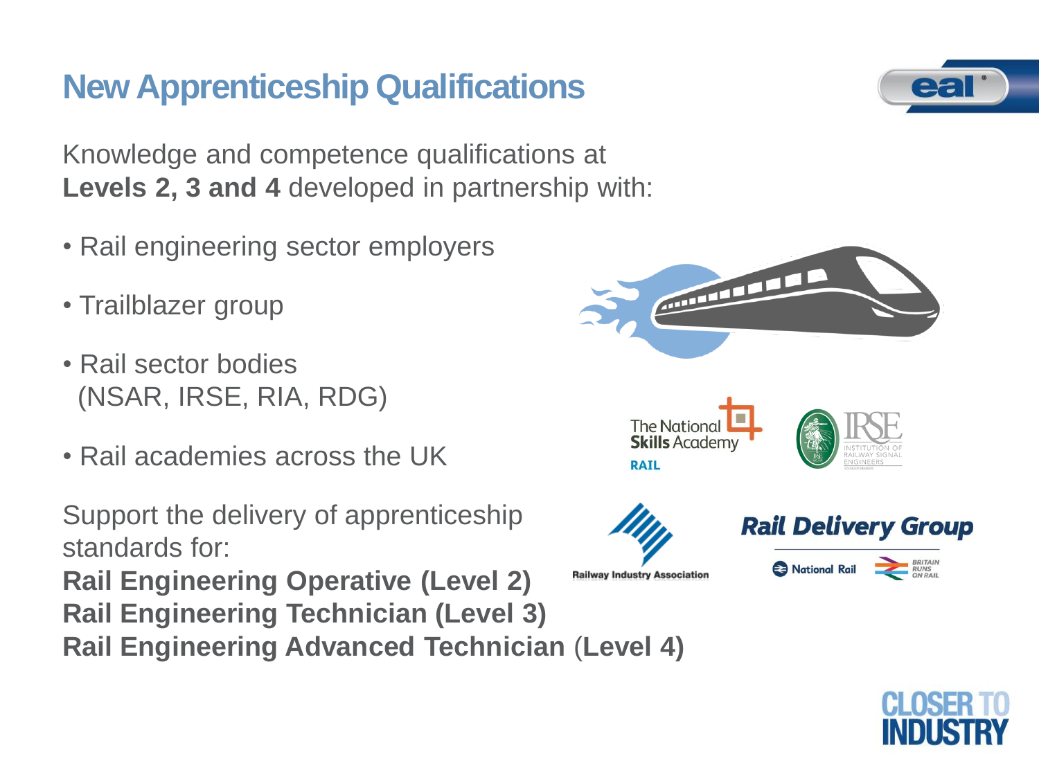# New Apprenticeship Qualifications

Knowledge and competence qualifications at **Levels 2, 3 and 4** developed in partnership with:

- Rail engineering sector employers
- Trailblazer group
- Rail sector bodies (NSAR, IRSE, RIA, RDG)
- Rail academies across the UK

Support the delivery of apprenticeship standards for:

**Rail Engineering Operative (Level 2)**
**Rail Engineering Technician (Level 3)**
**Rail Engineering Advanced Technician (Level 4)**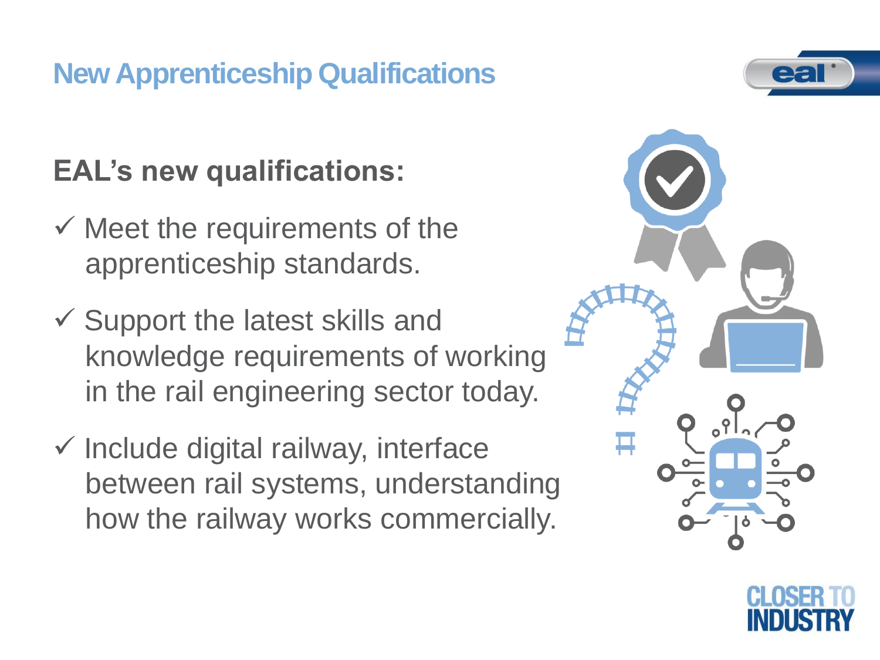# New Apprenticeship Qualifications

## EAL's new qualifications:

- ✓ Meet the requirements of the apprenticeship standards.
- ✓ Support the latest skills and knowledge requirements of working in the rail engineering sector today.
- ✓ Include digital railway, interface between rail systems, understanding how the railway works commercially.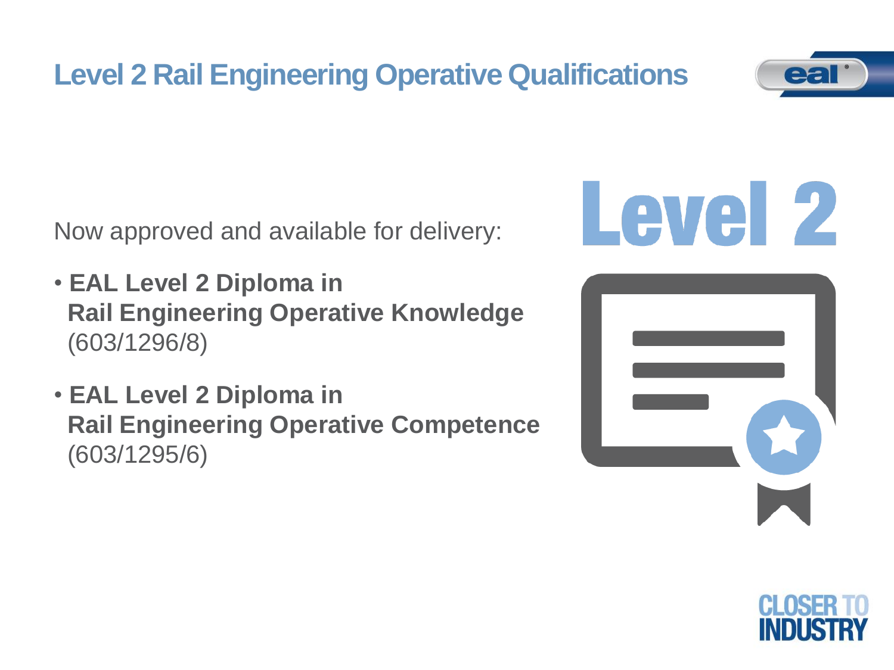# Level 2 Rail Engineering Operative Qualifications

Now approved and available for delivery:

- **EAL Level 2 Diploma in Rail Engineering Operative Knowledge** (603/1296/8)
- **EAL Level 2 Diploma in Rail Engineering Operative Competence** (603/1295/6)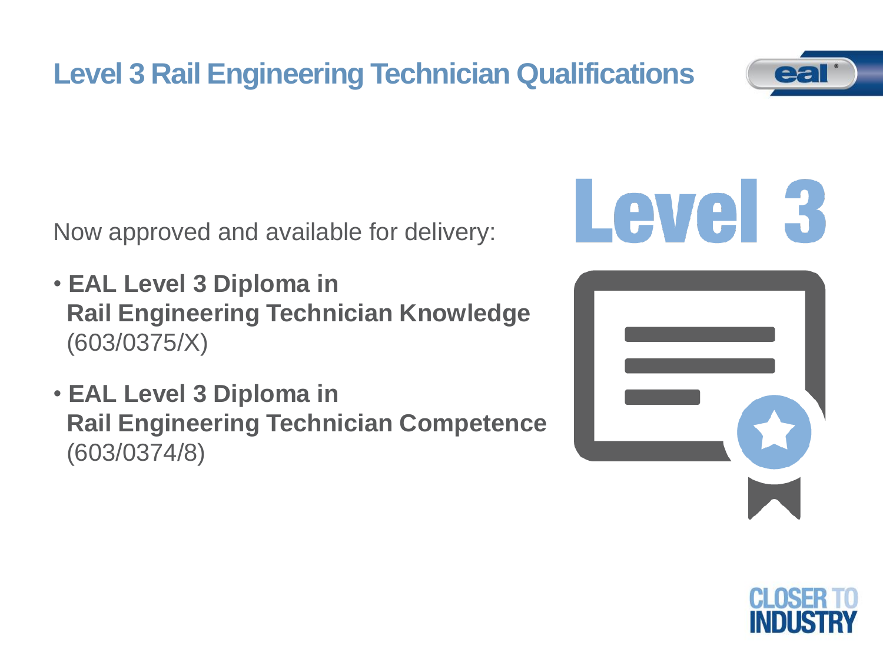# Level 3 Rail Engineering Technician Qualifications

Now approved and available for delivery:

- **EAL Level 3 Diploma in Rail Engineering Technician Knowledge** (603/0375/X)
- **EAL Level 3 Diploma in Rail Engineering Technician Competence** (603/0374/8)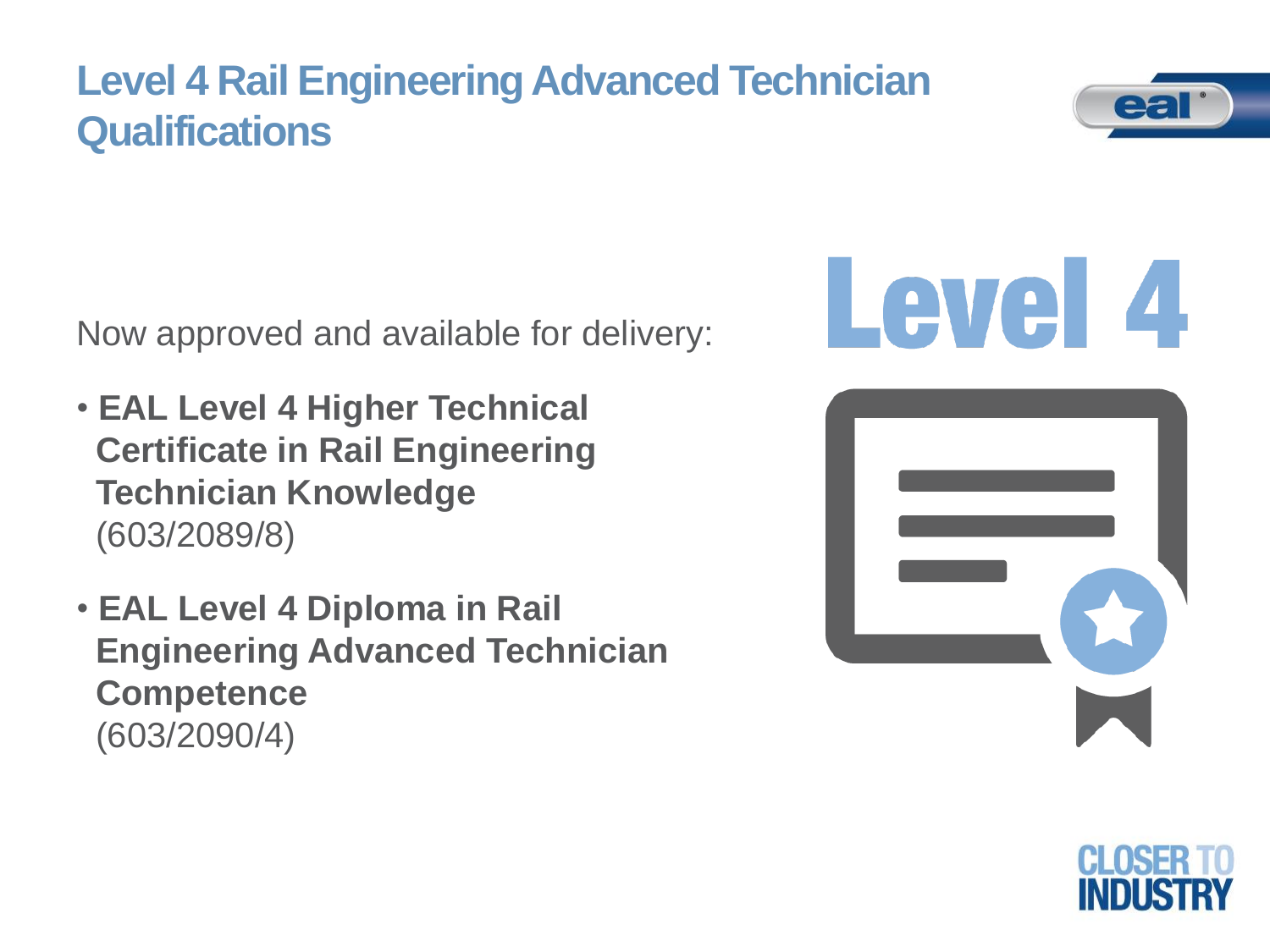# Level 4 Rail Engineering Advanced Technician Qualifications

Now approved and available for delivery:

- **EAL Level 4 Higher Technical Certificate in Rail Engineering Technician Knowledge** (603/2089/8)
- **EAL Level 4 Diploma in Rail Engineering Advanced Technician Competence** (603/2090/4)

Level 4

CLOSER TO INDUSTRY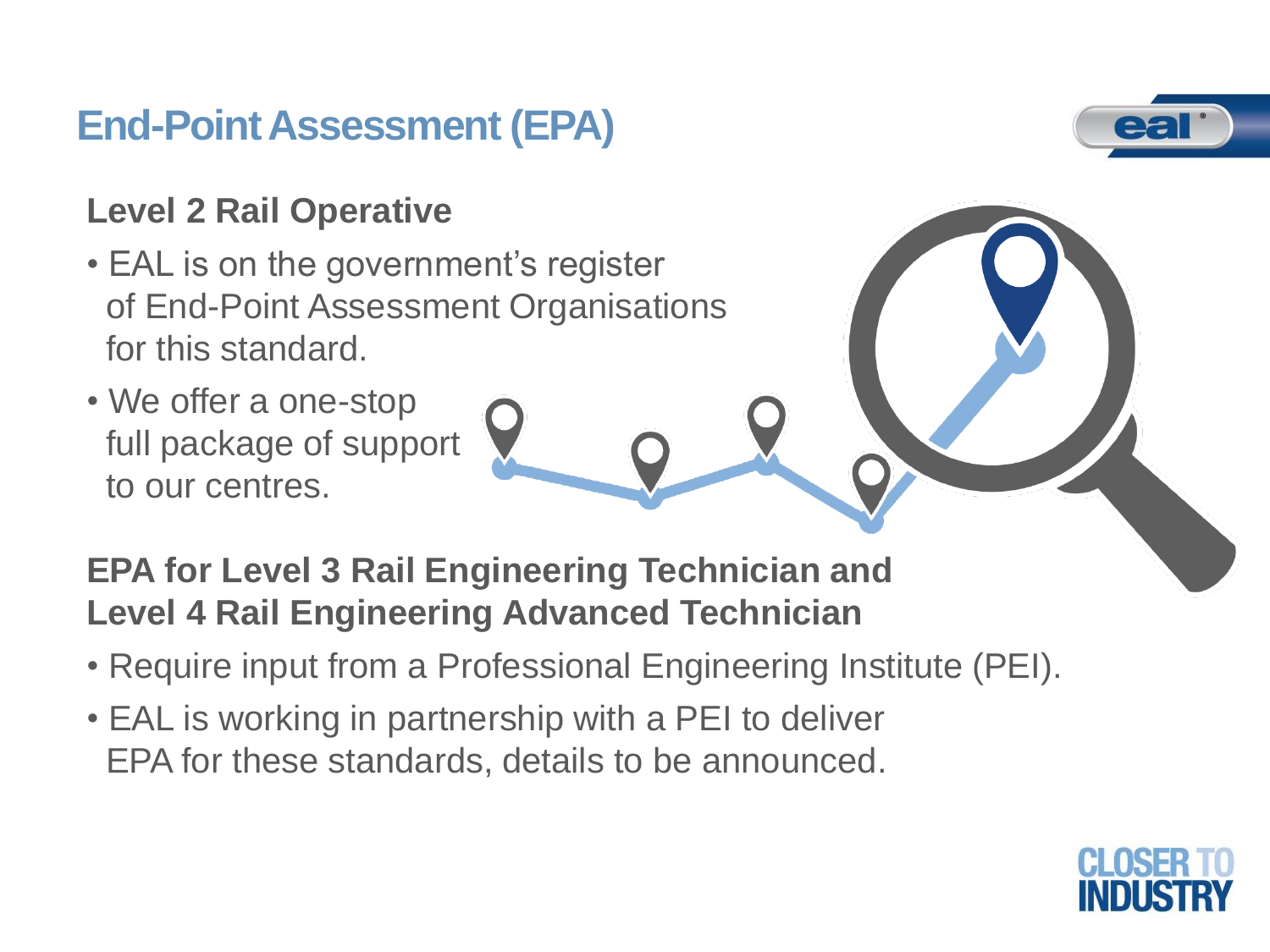# End-Point Assessment (EPA)

## Level 2 Rail Operative

- EAL is on the government's register of End-Point Assessment Organisations for this standard.
- We offer a one-stop full package of support to our centres.

## EPA for Level 3 Rail Engineering Technician and Level 4 Rail Engineering Advanced Technician

- Require input from a Professional Engineering Institute (PEI).
- EAL is working in partnership with a PEI to deliver EPA for these standards, details to be announced.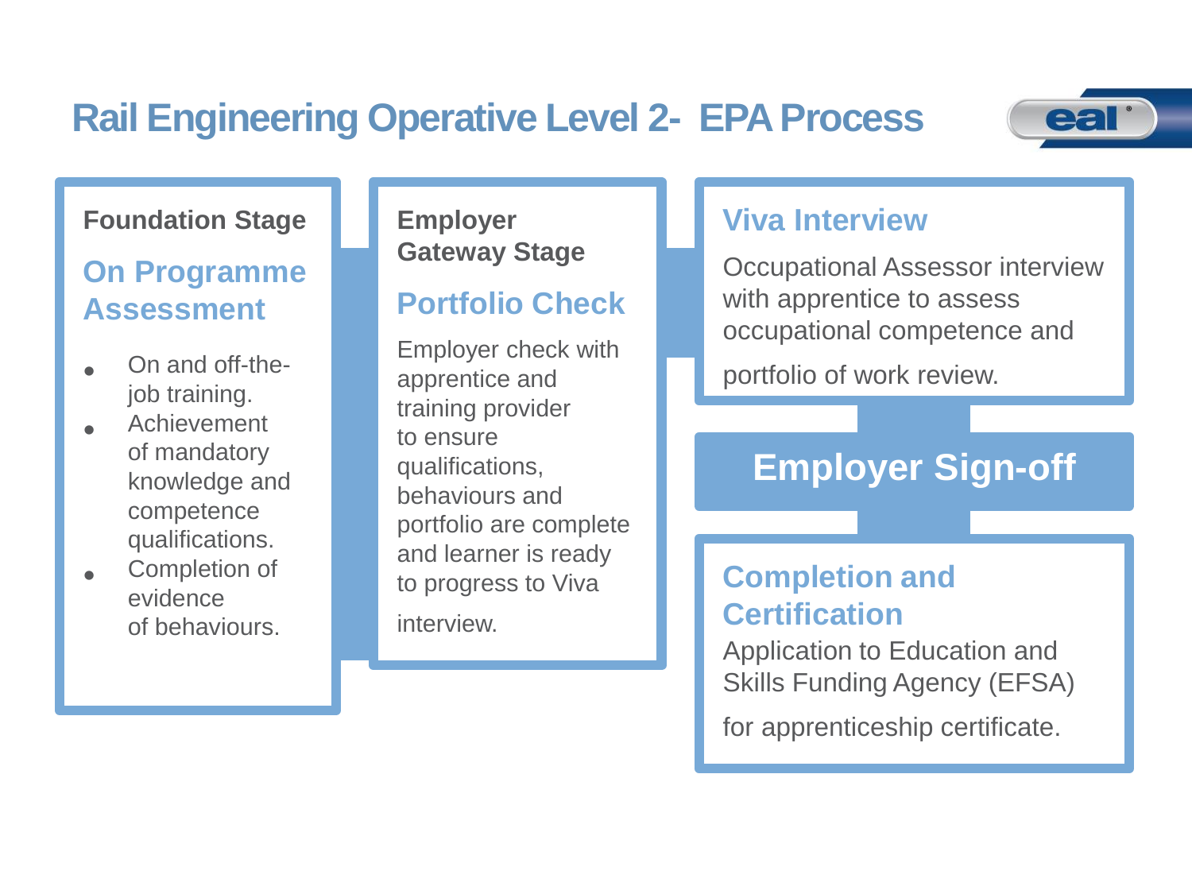# Rail Engineering Operative Level 2- EPA Process

## Foundation Stage

### On Programme Assessment

- On and off-the-job training.
- Achievement of mandatory knowledge and competence qualifications.
- Completion of evidence of behaviours.

## Employer Gateway Stage

### Portfolio Check

Employer check with apprentice and training provider to ensure qualifications, behaviours and portfolio are complete and learner is ready to progress to Viva interview.

### Viva Interview

Occupational Assessor interview with apprentice to assess occupational competence and portfolio of work review.

## Employer Sign-off

### Completion and Certification

Application to Education and Skills Funding Agency (EFSA) for apprenticeship certificate.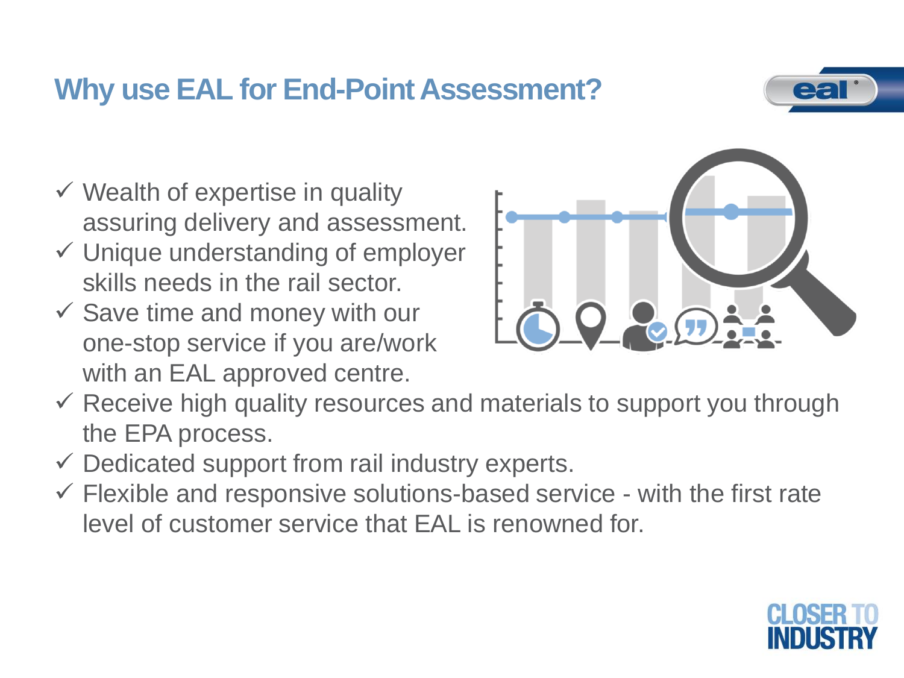# Why use EAL for End-Point Assessment?

- ✓ Wealth of expertise in quality assuring delivery and assessment.
- ✓ Unique understanding of employer skills needs in the rail sector.
- ✓ Save time and money with our one-stop service if you are/work with an EAL approved centre.
- ✓ Receive high quality resources and materials to support you through the EPA process.
- ✓ Dedicated support from rail industry experts.
- ✓ Flexible and responsive solutions-based service - with the first rate level of customer service that EAL is renowned for.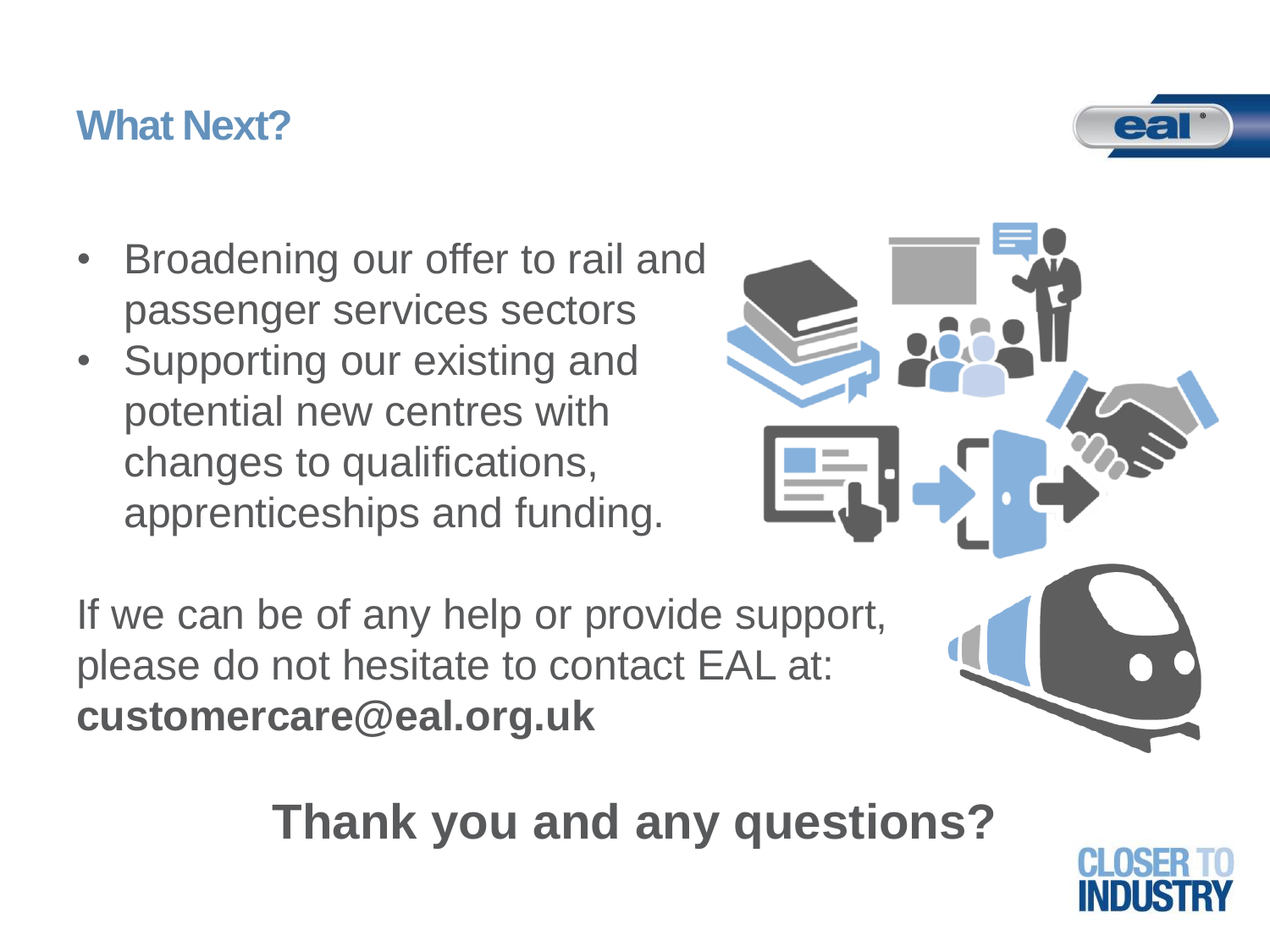# What Next?

- Broadening our offer to rail and passenger services sectors
- Supporting our existing and potential new centres with changes to qualifications, apprenticeships and funding.

If we can be of any help or provide support, please do not hesitate to contact EAL at:
**customercare@eal.org.uk**

## Thank you and any questions?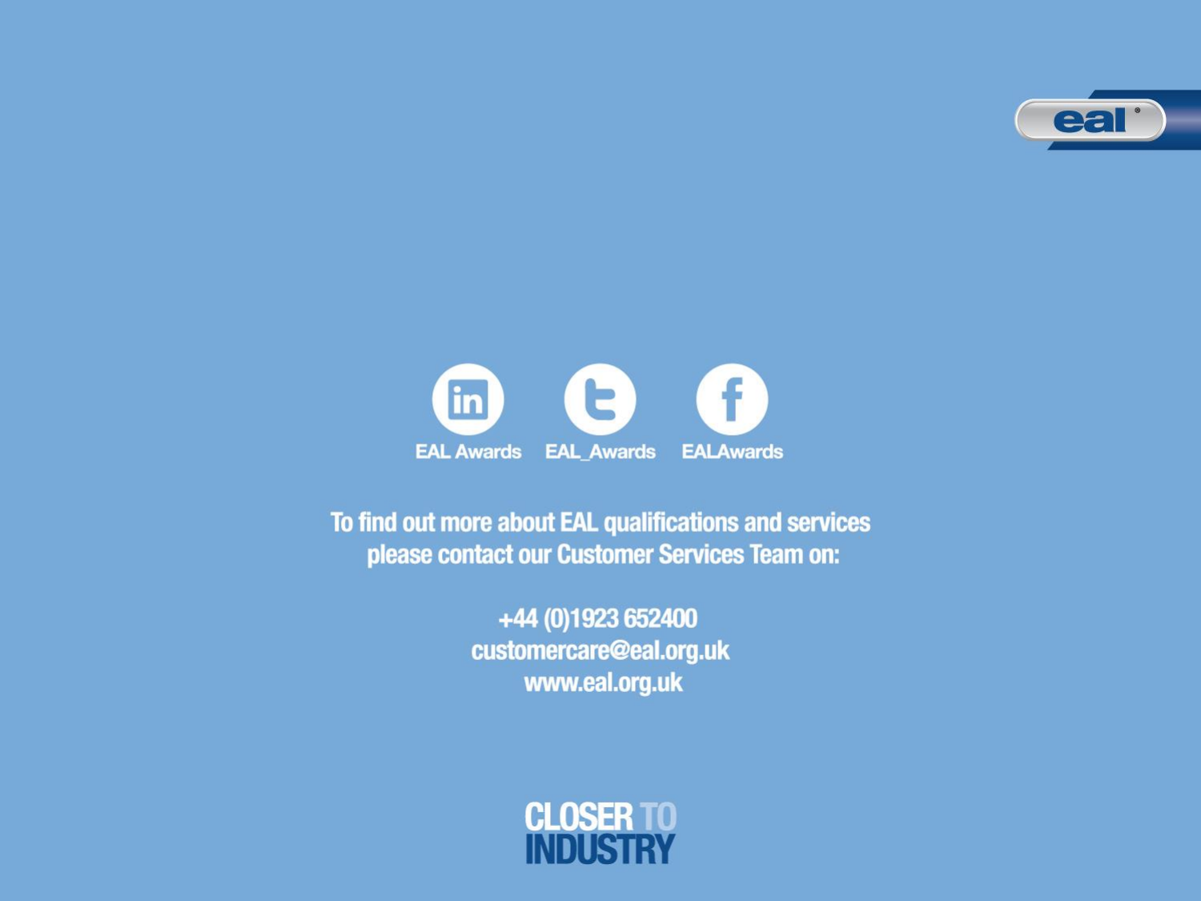EAL Awards EAL_Awards EALAwards

To find out more about EAL qualifications and services please contact our Customer Services Team on:

+44 (0)1923 652400
customercare@eal.org.uk
www.eal.org.uk

CLOSER TO INDUSTRY